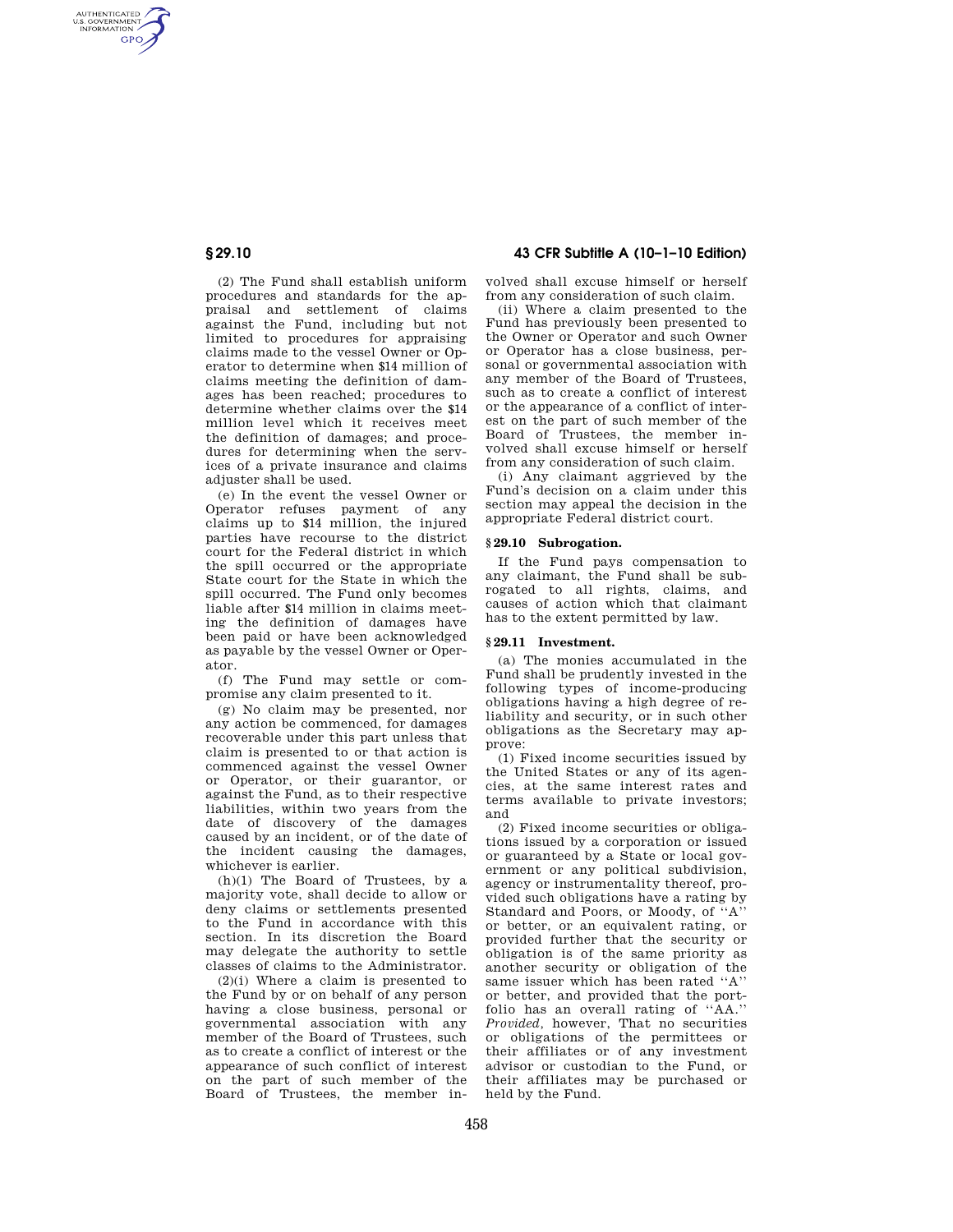(2) The Fund shall establish uniform procedures and standards for the appraisal and settlement of claims against the Fund, including but not limited to procedures for appraising claims made to the vessel Owner or Operator to determine when $14 million of claims meeting the definition of damages has been reached; procedures to determine whether claims over the $14 million level which it receives meet the definition of damages; and procedures for determining when the services of a private insurance and claims adjuster shall be used.

(e) In the event the vessel Owner or Operator refuses payment of any claims up to $14 million, the injured parties have recourse to the district court for the Federal district in which the spill occurred or the appropriate State court for the State in which the spill occurred. The Fund only becomes liable after $14 million in claims meeting the definition of damages have been paid or have been acknowledged as payable by the vessel Owner or Operator.

(f) The Fund may settle or compromise any claim presented to it.

(g) No claim may be presented, nor any action be commenced, for damages recoverable under this part unless that claim is presented to or that action is commenced against the vessel Owner or Operator, or their guarantor, or against the Fund, as to their respective liabilities, within two years from the date of discovery of the damages caused by an incident, or of the date of the incident causing the damages, whichever is earlier.

(h)(1) The Board of Trustees, by a majority vote, shall decide to allow or deny claims or settlements presented to the Fund in accordance with this section. In its discretion the Board may delegate the authority to settle classes of claims to the Administrator.

(2)(i) Where a claim is presented to the Fund by or on behalf of any person having a close business, personal or governmental association with any member of the Board of Trustees, such as to create a conflict of interest or the appearance of such conflict of interest on the part of such member of the Board of Trustees, the member involved shall excuse himself or herself from any consideration of such claim.

(ii) Where a claim presented to the Fund has previously been presented to the Owner or Operator and such Owner or Operator has a close business, personal or governmental association with any member of the Board of Trustees, such as to create a conflict of interest or the appearance of a conflict of interest on the part of such member of the Board of Trustees, the member involved shall excuse himself or herself from any consideration of such claim.

(i) Any claimant aggrieved by the Fund's decision on a claim under this section may appeal the decision in the appropriate Federal district court.

## § 29.10 Subrogation.

If the Fund pays compensation to any claimant, the Fund shall be subrogated to all rights, claims, and causes of action which that claimant has to the extent permitted by law.

## § 29.11 Investment.

(a) The monies accumulated in the Fund shall be prudently invested in the following types of income-producing obligations having a high degree of reliability and security, or in such other obligations as the Secretary may approve:

(1) Fixed income securities issued by the United States or any of its agencies, at the same interest rates and terms available to private investors; and

(2) Fixed income securities or obligations issued by a corporation or issued or guaranteed by a State or local government or any political subdivision, agency or instrumentality thereof, provided such obligations have a rating by Standard and Poors, or Moody, of "A" or better, or an equivalent rating, or provided further that the security or obligation is of the same priority as another security or obligation of the same issuer which has been rated "A" or better, and provided that the portfolio has an overall rating of "AA." *Provided,* however, That no securities or obligations of the permittees or their affiliates or of any investment advisor or custodian to the Fund, or their affiliates may be purchased or held by the Fund.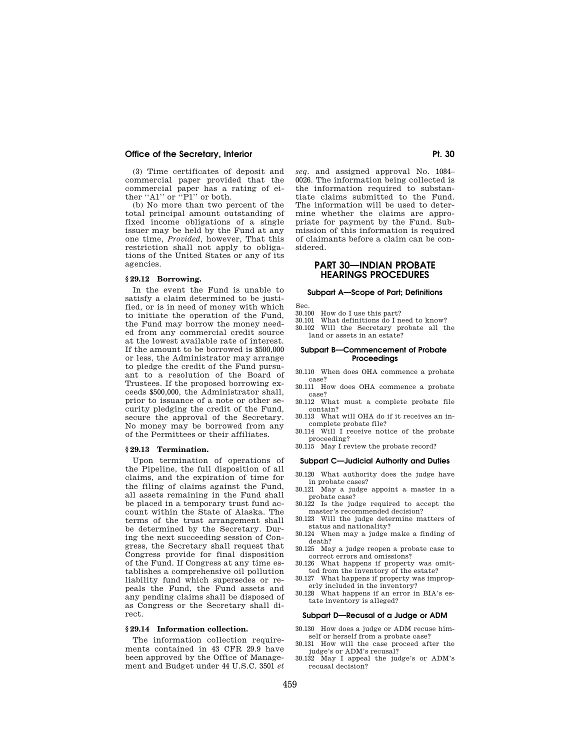(3) Time certificates of deposit and commercial paper provided that the commercial paper has a rating of either ''A1'' or ''P1'' or both.

(b) No more than two percent of the total principal amount outstanding of fixed income obligations of a single issuer may be held by the Fund at any one time, *Provided,* however, That this restriction shall not apply to obligations of the United States or any of its agencies.

### § 29.12 Borrowing.

In the event the Fund is unable to satisfy a claim determined to be justified, or is in need of money with which to initiate the operation of the Fund, the Fund may borrow the money needed from any commercial credit source at the lowest available rate of interest. If the amount to be borrowed is $500,000 or less, the Administrator may arrange to pledge the credit of the Fund pursuant to a resolution of the Board of Trustees. If the proposed borrowing exceeds $500,000, the Administrator shall, prior to issuance of a note or other security pledging the credit of the Fund, secure the approval of the Secretary. No money may be borrowed from any of the Permittees or their affiliates.

### § 29.13 Termination.

Upon termination of operations of the Pipeline, the full disposition of all claims, and the expiration of time for the filing of claims against the Fund, all assets remaining in the Fund shall be placed in a temporary trust fund account within the State of Alaska. The terms of the trust arrangement shall be determined by the Secretary. During the next succeeding session of Congress, the Secretary shall request that Congress provide for final disposition of the Fund. If Congress at any time establishes a comprehensive oil pollution liability fund which supersedes or repeals the Fund, the Fund assets and any pending claims shall be disposed of as Congress or the Secretary shall direct.

### § 29.14 Information collection.

The information collection requirements contained in 43 CFR 29.9 have been approved by the Office of Management and Budget under 44 U.S.C. 3501 *et seq.* and assigned approval No. 1084–0026. The information being collected is the information required to substantiate claims submitted to the Fund. The information will be used to determine whether the claims are appropriate for payment by the Fund. Submission of this information is required of claimants before a claim can be considered.

# PART 30—INDIAN PROBATE HEARINGS PROCEDURES

## Subpart A—Scope of Part; Definitions

Sec.

30.100 How do I use this part?
30.101 What definitions do I need to know?
30.102 Will the Secretary probate all the land or assets in an estate?

## Subpart B—Commencement of Probate Proceedings

30.110 When does OHA commence a probate case?
30.111 How does OHA commence a probate case?
30.112 What must a complete probate file contain?
30.113 What will OHA do if it receives an incomplete probate file?
30.114 Will I receive notice of the probate proceeding?
30.115 May I review the probate record?

## Subpart C—Judicial Authority and Duties

30.120 What authority does the judge have in probate cases?
30.121 May a judge appoint a master in a probate case?
30.122 Is the judge required to accept the master's recommended decision?
30.123 Will the judge determine matters of status and nationality?
30.124 When may a judge make a finding of death?
30.125 May a judge reopen a probate case to correct errors and omissions?
30.126 What happens if property was omitted from the inventory of the estate?
30.127 What happens if property was improperly included in the inventory?
30.128 What happens if an error in BIA's estate inventory is alleged?

## Subpart D—Recusal of a Judge or ADM

30.130 How does a judge or ADM recuse himself or herself from a probate case?
30.131 How will the case proceed after the judge's or ADM's recusal?
30.132 May I appeal the judge's or ADM's recusal decision?